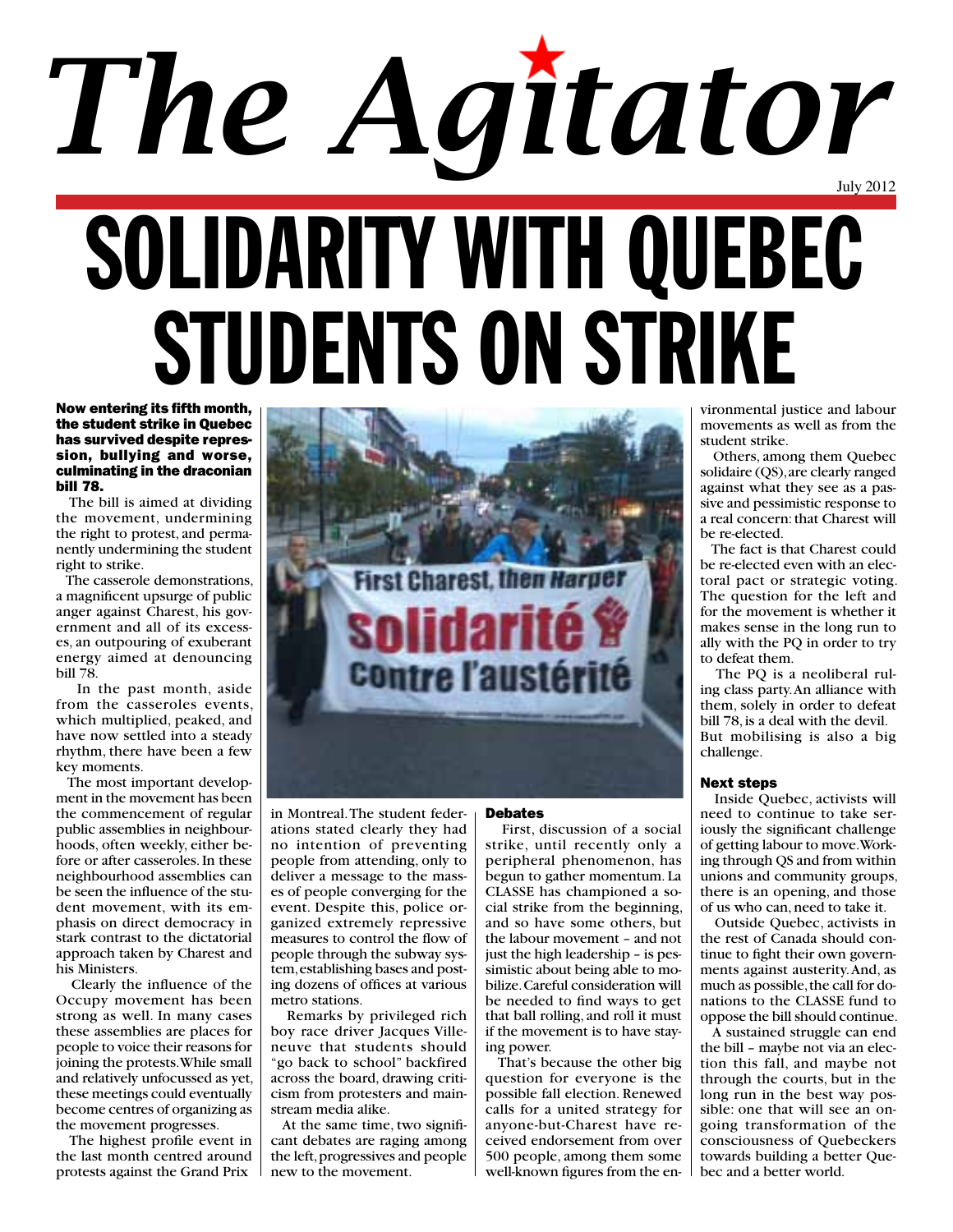# The Agitator

July 2012

# SOLIDARITY WITH QUEBEC STUDENTS ON STRIKE

**Now entering its fifth month, the student strike in Quebec has survived despite repression, bullying and worse, culminating in the draconian bill 78.**

The bill is aimed at dividing the movement, undermining the right to protest, and permanently undermining the student right to strike.

The casserole demonstrations, a magnificent upsurge of public anger against Charest, his government and all of its excesses, an outpouring of exuberant energy aimed at denouncing bill 78.

In the past month, aside from the casseroles events, which multiplied, peaked, and have now settled into a steady rhythm, there have been a few key moments.

The most important development in the movement has been the commencement of regular public assemblies in neighbourhoods, often weekly, either before or after casseroles. In these neighbourhood assemblies can be seen the influence of the student movement, with its emphasis on direct democracy in stark contrast to the dictatorial approach taken by Charest and his Ministers.

Clearly the influence of the Occupy movement has been strong as well. In many cases these assemblies are places for people to voice their reasons for joining the protests. While small and relatively unfocussed as yet, these meetings could eventually become centres of organizing as the movement progresses.

The highest profile event in the last month centred around protests against the Grand Prix in Montreal. The student federations stated clearly they had no intention of preventing people from attending, only to deliver a message to the masses of people converging for the event. Despite this, police organized extremely repressive measures to control the flow of people through the subway system, establishing bases and posting dozens of offices at various metro stations.

Remarks by privileged rich boy race driver Jacques Villeneuve that students should "go back to school" backfired across the board, drawing criticism from protesters and mainstream media alike.

At the same time, two significant debates are raging among the left, progressives and people new to the movement.

### Debates

First, discussion of a social strike, until recently only a peripheral phenomenon, has begun to gather momentum. La CLASSE has championed a social strike from the beginning, and so have some others, but the labour movement – and not just the high leadership – is pessimistic about being able to mobilize. Careful consideration will be needed to find ways to get that ball rolling, and roll it must if the movement is to have staying power.

That's because the other big question for everyone is the possible fall election. Renewed calls for a united strategy for anyone-but-Charest have received endorsement from over 500 people, among them some well-known figures from the environmental justice and labour movements as well as from the student strike.

Others, among them Quebec solidaire (QS), are clearly ranged against what they see as a passive and pessimistic response to a real concern: that Charest will be re-elected.

The fact is that Charest could be re-elected even with an electoral pact or strategic voting. The question for the left and for the movement is whether it makes sense in the long run to ally with the PQ in order to try to defeat them.

The PQ is a neoliberal ruling class party. An alliance with them, solely in order to defeat bill 78, is a deal with the devil. But mobilising is also a big challenge.

### Next steps

Inside Quebec, activists will need to continue to take seriously the significant challenge of getting labour to move. Working through QS and from within unions and community groups, there is an opening, and those of us who can, need to take it.

Outside Quebec, activists in the rest of Canada should continue to fight their own governments against austerity. And, as much as possible, the call for donations to the CLASSE fund to oppose the bill should continue.

A sustained struggle can end the bill – maybe not via an election this fall, and maybe not through the courts, but in the long run in the best way possible: one that will see an ongoing transformation of the consciousness of Quebeckers towards building a better Quebec and a better world.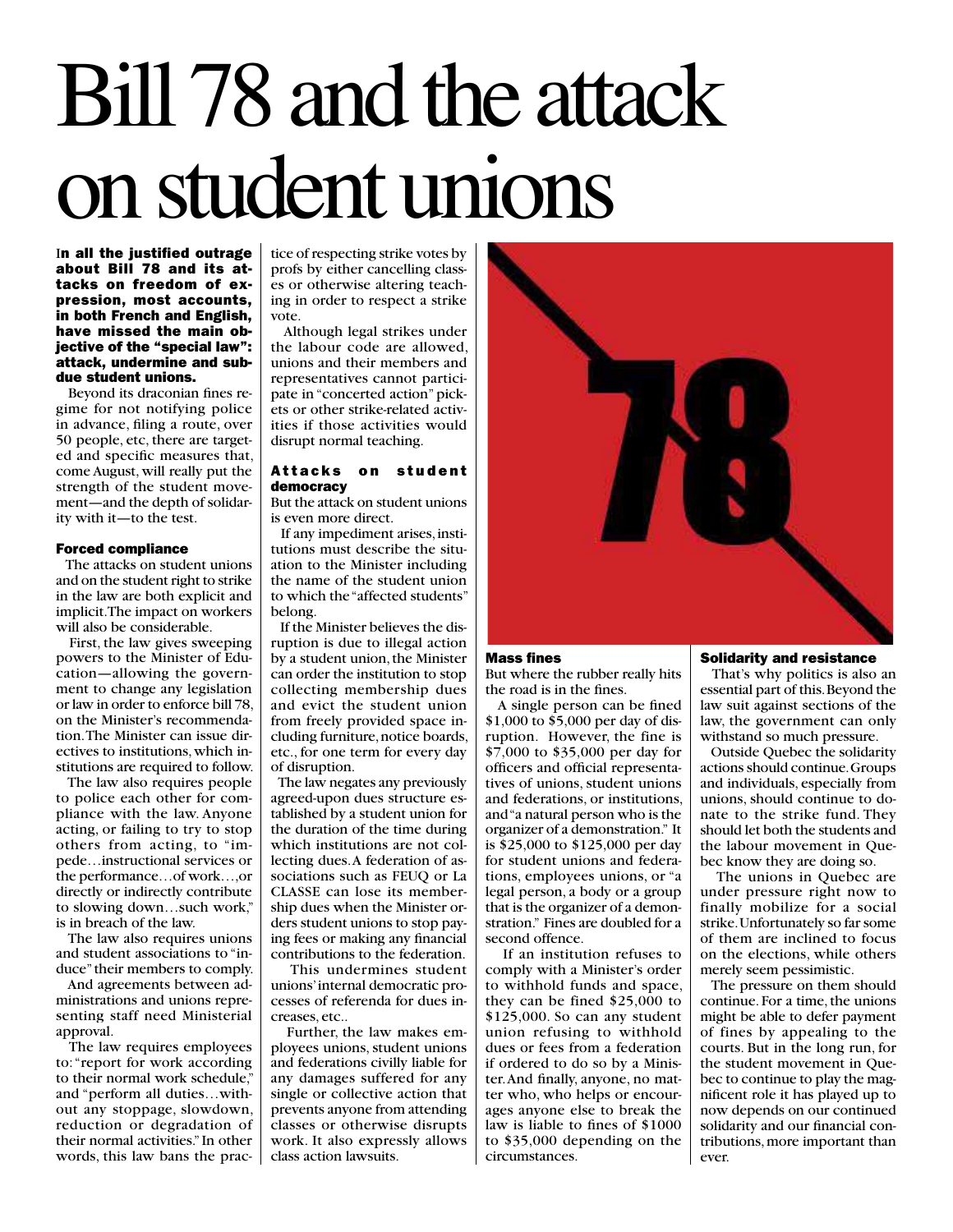# Bill 78 and the attack on student unions

**In all the justified outrage about Bill 78 and its attacks on freedom of expression, most accounts, in both French and English, have missed the main objective of the "special law": attack, undermine and subdue student unions.**

Beyond its draconian fines regime for not notifying police in advance, filing a route, over 50 people, etc, there are targeted and specific measures that, come August, will really put the strength of the student movement—and the depth of solidarity with it—to the test.

### Forced compliance

The attacks on student unions and on the student right to strike in the law are both explicit and implicit. The impact on workers will also be considerable.

First, the law gives sweeping powers to the Minister of Education—allowing the government to change any legislation or law in order to enforce bill 78, on the Minister's recommendation. The Minister can issue directives to institutions, which institutions are required to follow.

The law also requires people to police each other for compliance with the law. Anyone acting, or failing to try to stop others from acting, to "impede…instructional services or the performance…of work…,or directly or indirectly contribute to slowing down…such work," is in breach of the law.

The law also requires unions and student associations to "induce" their members to comply.

And agreements between administrations and unions representing staff need Ministerial approval.

The law requires employees to: "report for work according to their normal work schedule," and "perform all duties…without any stoppage, slowdown, reduction or degradation of their normal activities." In other words, this law bans the practice of respecting strike votes by profs by either cancelling classes or otherwise altering teaching in order to respect a strike vote.

Although legal strikes under the labour code are allowed, unions and their members and representatives cannot participate in "concerted action" pickets or other strike-related activities if those activities would disrupt normal teaching.

### Attacks on student democracy

But the attack on student unions is even more direct.

If any impediment arises, institutions must describe the situation to the Minister including the name of the student union to which the "affected students" belong.

If the Minister believes the disruption is due to illegal action by a student union, the Minister can order the institution to stop collecting membership dues and evict the student union from freely provided space including furniture, notice boards, etc., for one term for every day of disruption.

The law negates any previously agreed-upon dues structure established by a student union for the duration of the time during which institutions are not collecting dues. A federation of associations such as FEUQ or La CLASSE can lose its membership dues when the Minister orders student unions to stop paying fees or making any financial contributions to the federation.

This undermines student unions' internal democratic processes of referenda for dues increases, etc..

Further, the law makes employees unions, student unions and federations civilly liable for any damages suffered for any single or collective action that prevents anyone from attending classes or otherwise disrupts work. It also expressly allows class action lawsuits.

### Mass fines

But where the rubber really hits the road is in the fines.

A single person can be fined $1,000 to $5,000 per day of disruption. However, the fine is $7,000 to $35,000 per day for officers and official representatives of unions, student unions and federations, or institutions, and "a natural person who is the organizer of a demonstration." It is $25,000 to $125,000 per day for student unions and federations, employees unions, or "a legal person, a body or a group that is the organizer of a demonstration." Fines are doubled for a second offence.

If an institution refuses to comply with a Minister's order to withhold funds and space, they can be fined $25,000 to $125,000. So can any student union refusing to withhold dues or fees from a federation if ordered to do so by a Minister. And finally, anyone, no matter who, who helps or encourages anyone else to break the law is liable to fines of $1000 to $35,000 depending on the circumstances.

### Solidarity and resistance

That's why politics is also an essential part of this. Beyond the law suit against sections of the law, the government can only withstand so much pressure.

Outside Quebec the solidarity actions should continue. Groups and individuals, especially from unions, should continue to donate to the strike fund. They should let both the students and the labour movement in Quebec know they are doing so.

The unions in Quebec are under pressure right now to finally mobilize for a social strike. Unfortunately so far some of them are inclined to focus on the elections, while others merely seem pessimistic.

The pressure on them should continue. For a time, the unions might be able to defer payment of fines by appealing to the courts. But in the long run, for the student movement in Quebec to continue to play the magnificent role it has played up to now depends on our continued solidarity and our financial contributions, more important than ever.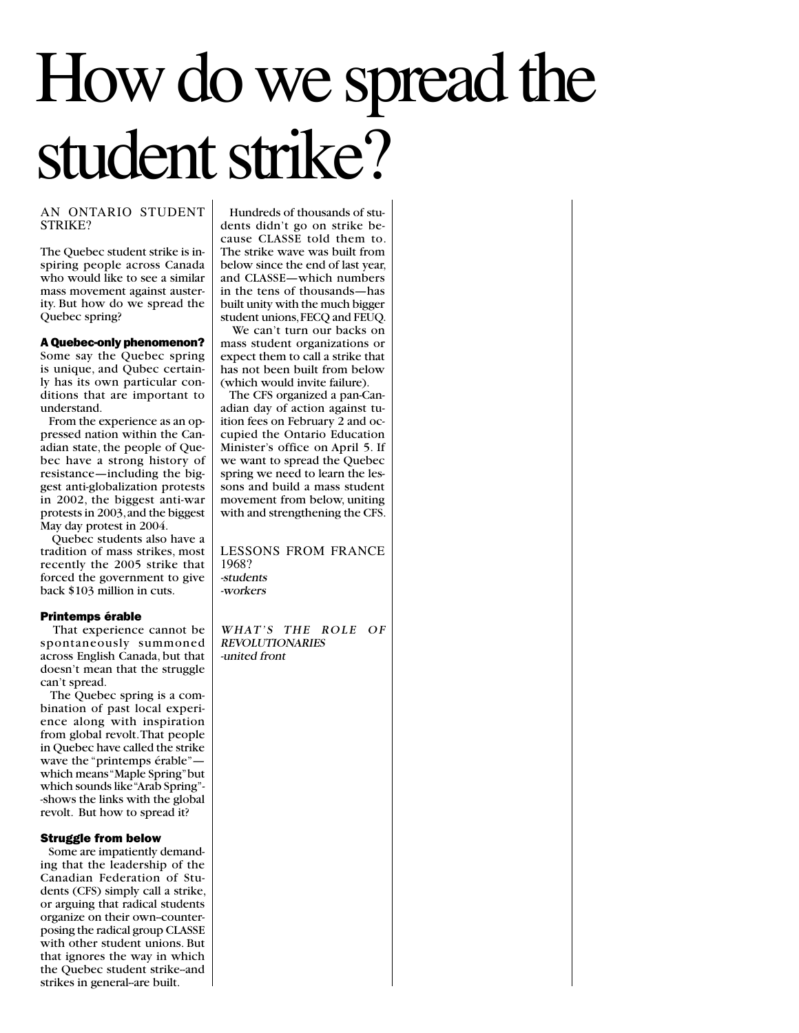# How do we spread the student strike?

AN ONTARIO STUDENT STRIKE?

The Quebec student strike is inspiring people across Canada who would like to see a similar mass movement against austerity. But how do we spread the Quebec spring?

**A Quebec-only phenomenon?**

Some say the Quebec spring is unique, and Qubec certainly has its own particular conditions that are important to understand.

From the experience as an oppressed nation within the Canadian state, the people of Quebec have a strong history of resistance—including the biggest anti-globalization protests in 2002, the biggest anti-war protests in 2003, and the biggest May day protest in 2004.

Quebec students also have a tradition of mass strikes, most recently the 2005 strike that forced the government to give back $103 million in cuts.

**Printemps érable**

That experience cannot be spontaneously summoned across English Canada, but that doesn't mean that the struggle can't spread.

The Quebec spring is a combination of past local experience along with inspiration from global revolt. That people in Quebec have called the strike wave the "printemps érable"—which means "Maple Spring" but which sounds like "Arab Spring"--shows the links with the global revolt. But how to spread it?

**Struggle from below**

Some are impatiently demanding that the leadership of the Canadian Federation of Students (CFS) simply call a strike, or arguing that radical students organize on their own–counterposing the radical group CLASSE with other student unions. But that ignores the way in which the Quebec student strike–and strikes in general–are built.

Hundreds of thousands of students didn't go on strike because CLASSE told them to. The strike wave was built from below since the end of last year, and CLASSE—which numbers in the tens of thousands—has built unity with the much bigger student unions, FECQ and FEUQ.

We can't turn our backs on mass student organizations or expect them to call a strike that has not been built from below (which would invite failure).

The CFS organized a pan-Canadian day of action against tuition fees on February 2 and occupied the Ontario Education Minister's office on April 5. If we want to spread the Quebec spring we need to learn the lessons and build a mass student movement from below, uniting with and strengthening the CFS.

LESSONS FROM FRANCE 1968?

*-students*
*-workers*

*WHAT'S THE ROLE OF REVOLUTIONARIES*
*-united front*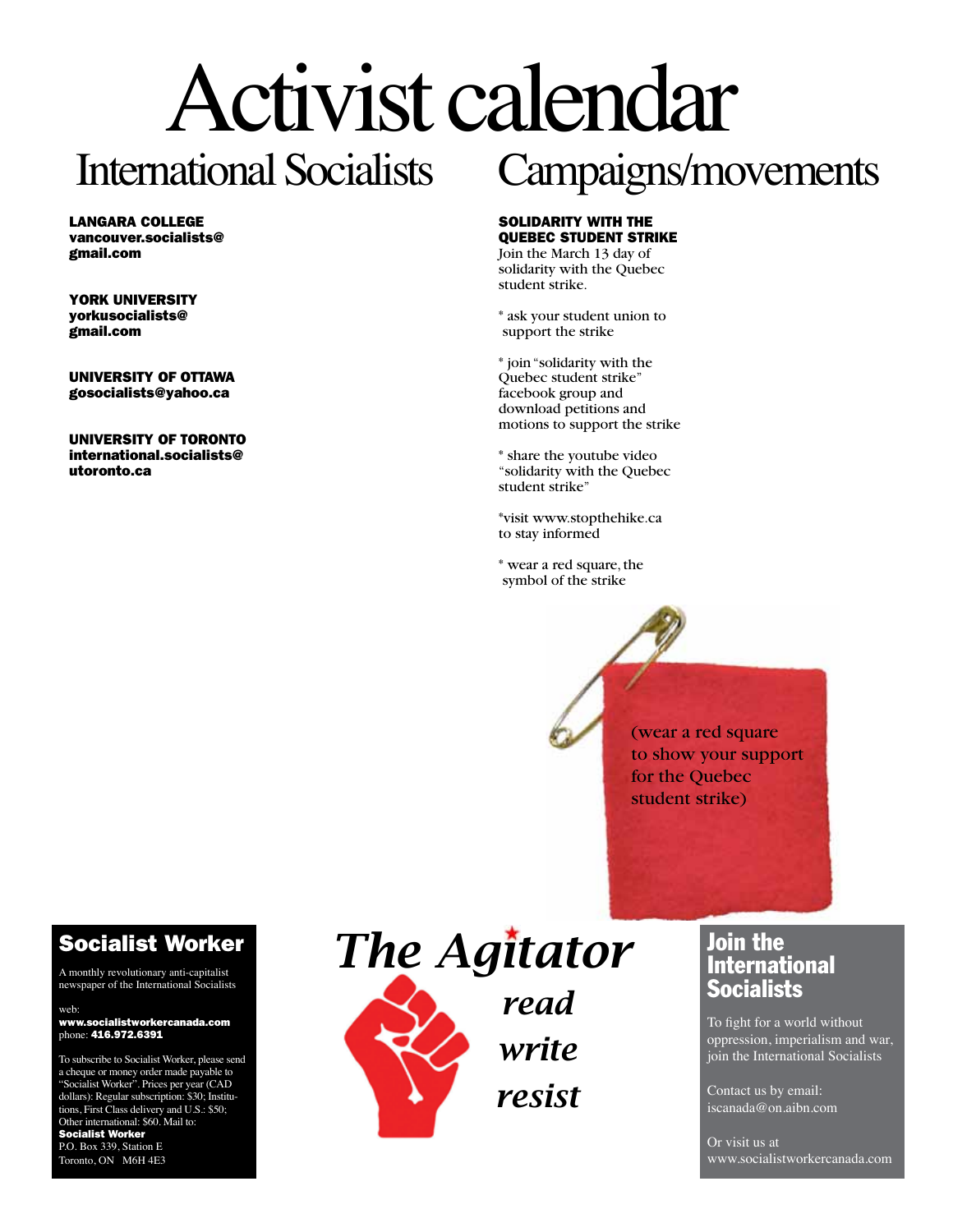# Activist calendar

## International Socialists

**LANGARA COLLEGE**
**vancouver.socialists@gmail.com**

**YORK UNIVERSITY**
**yorkusocialists@gmail.com**

**UNIVERSITY OF OTTAWA**
**gosocialists@yahoo.ca**

**UNIVERSITY OF TORONTO**
**international.socialists@utoronto.ca**

## Campaigns/movements

**SOLIDARITY WITH THE QUEBEC STUDENT STRIKE**

Join the March 13 day of solidarity with the Quebec student strike.

* ask your student union to support the strike

* join "solidarity with the Quebec student strike" facebook group and download petitions and motions to support the strike

* share the youtube video "solidarity with the Quebec student strike"

*visit www.stopthehike.ca to stay informed

* wear a red square, the symbol of the strike

(wear a red square to show your support for the Quebec student strike)

## Socialist Worker

A monthly revolutionary anti-capitalist newspaper of the International Socialists

web:
**www.socialistworkercanada.com**
phone: **416.972.6391**

To subscribe to Socialist Worker, please send a cheque or money order made payable to "Socialist Worker". Prices per year (CAD dollars): Regular subscription: $30; Institutions, First Class delivery and U.S.: $50; Other international: $60. Mail to:
**Socialist Worker**
P.O. Box 339, Station E
Toronto, ON M6H 4E3

## *The Agitator*

*read*
*write*
*resist*

## Join the International Socialists

To fight for a world without oppression, imperialism and war, join the International Socialists

Contact us by email:
iscanada@on.aibn.com

Or visit us at
www.socialistworkercanada.com